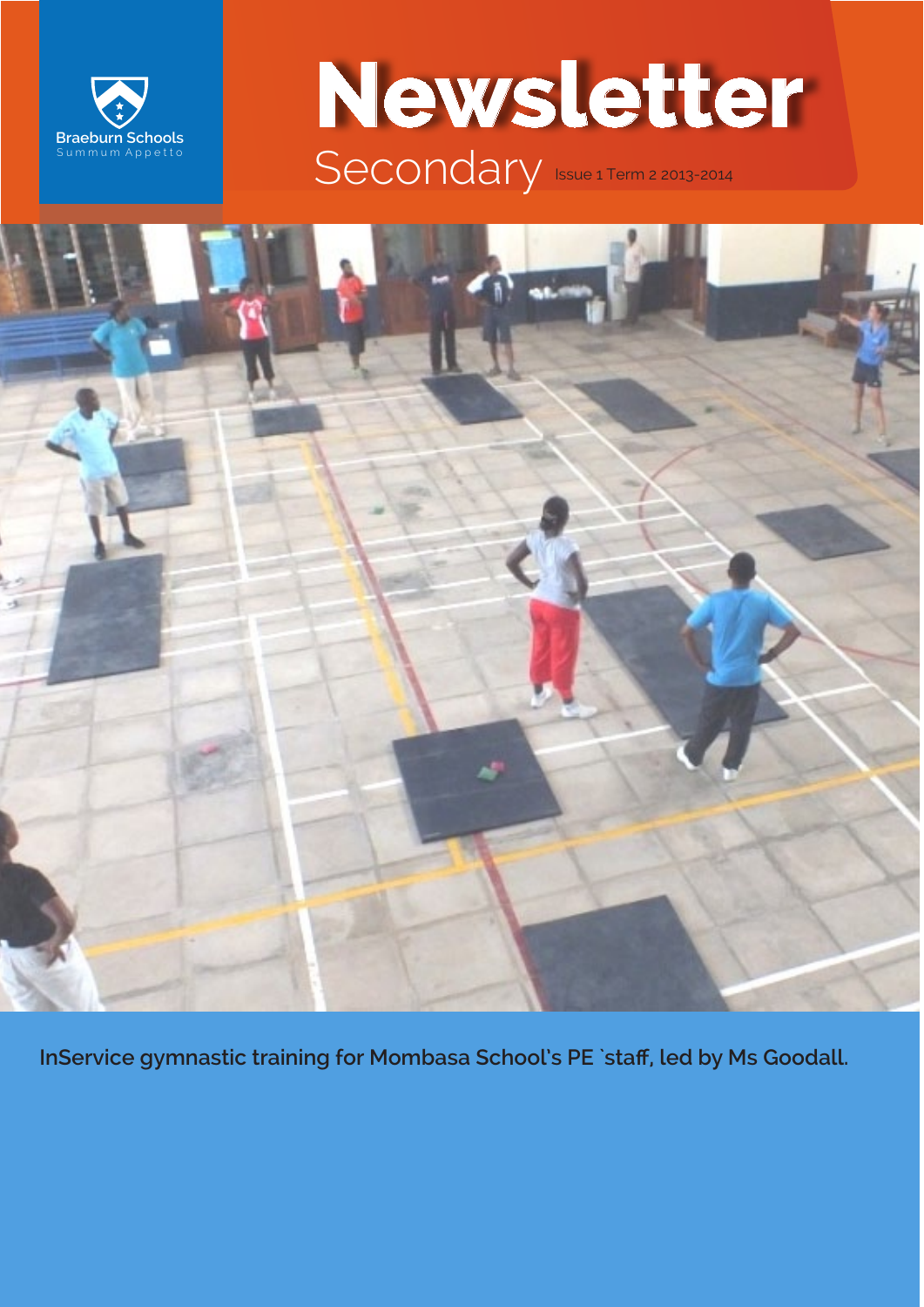Braeburn Schools
Summum Appetto

# Newsletter

## Secondary

Issue 1 Term 2 2013-2014

**InService gymnastic training for Mombasa School's PE `staff, led by Ms Goodall.**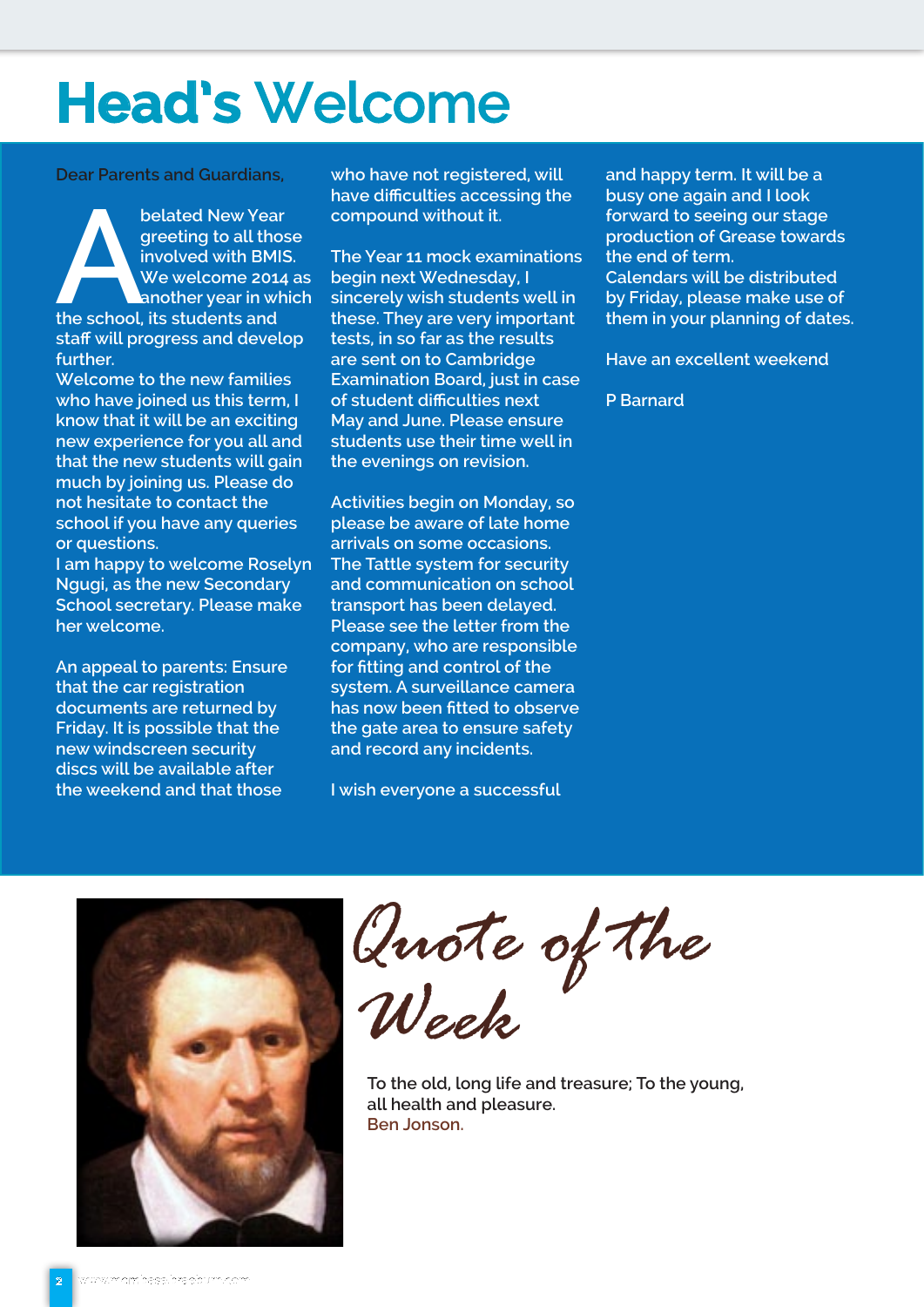# Head's Welcome

Dear Parents and Guardians,

A belated New Year greeting to all those involved with BMIS. We welcome 2014 as another year in which the school, its students and staff will progress and develop further.

Welcome to the new families who have joined us this term, I know that it will be an exciting new experience for you all and that the new students will gain much by joining us. Please do not hesitate to contact the school if you have any queries or questions.

I am happy to welcome Roselyn Ngugi, as the new Secondary School secretary. Please make her welcome.

An appeal to parents: Ensure that the car registration documents are returned by Friday. It is possible that the new windscreen security discs will be available after the weekend and that those who have not registered, will have difficulties accessing the compound without it.

The Year 11 mock examinations begin next Wednesday, I sincerely wish students well in these. They are very important tests, in so far as the results are sent on to Cambridge Examination Board, just in case of student difficulties next May and June. Please ensure students use their time well in the evenings on revision.

Activities begin on Monday, so please be aware of late home arrivals on some occasions. The Tattle system for security and communication on school transport has been delayed. Please see the letter from the company, who are responsible for fitting and control of the system. A surveillance camera has now been fitted to observe the gate area to ensure safety and record any incidents.

I wish everyone a successful and happy term. It will be a busy one again and I look forward to seeing our stage production of Grease towards the end of term. Calendars will be distributed by Friday, please make use of them in your planning of dates.

Have an excellent weekend

P Barnard

## Quote of the Week

To the old, long life and treasure; To the young, all health and pleasure.
Ben Jonson.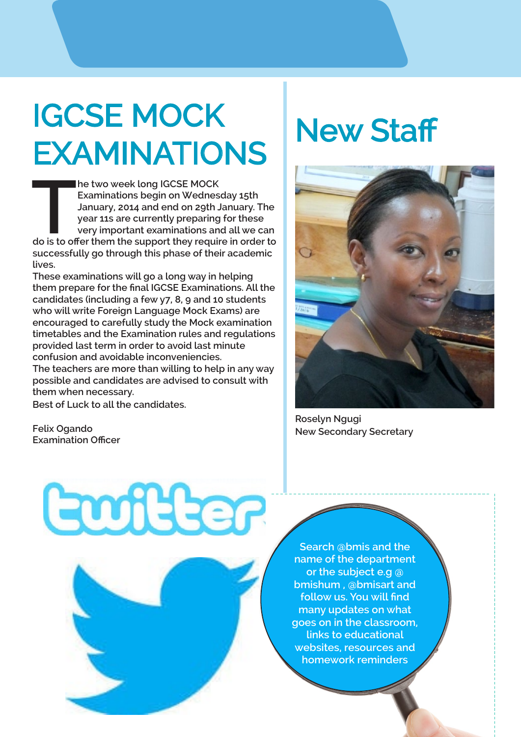# IGCSE MOCK EXAMINATIONS

The two week long IGCSE MOCK Examinations begin on Wednesday 15th January, 2014 and end on 29th January. The year 11s are currently preparing for these very important examinations and all we can do is to offer them the support they require in order to successfully go through this phase of their academic lives.

These examinations will go a long way in helping them prepare for the final IGCSE Examinations. All the candidates (including a few y7, 8, 9 and 10 students who will write Foreign Language Mock Exams) are encouraged to carefully study the Mock examination timetables and the Examination rules and regulations provided last term in order to avoid last minute confusion and avoidable inconveniencies.

The teachers are more than willing to help in any way possible and candidates are advised to consult with them when necessary.

Best of Luck to all the candidates.

Felix Ogando
Examination Officer

# New Staff

Roselyn Ngugi
New Secondary Secretary

twitter

Search @bmis and the name of the department or the subject e.g @ bmishum , @bmisart and follow us. You will find many updates on what goes on in the classroom, links to educational websites, resources and homework reminders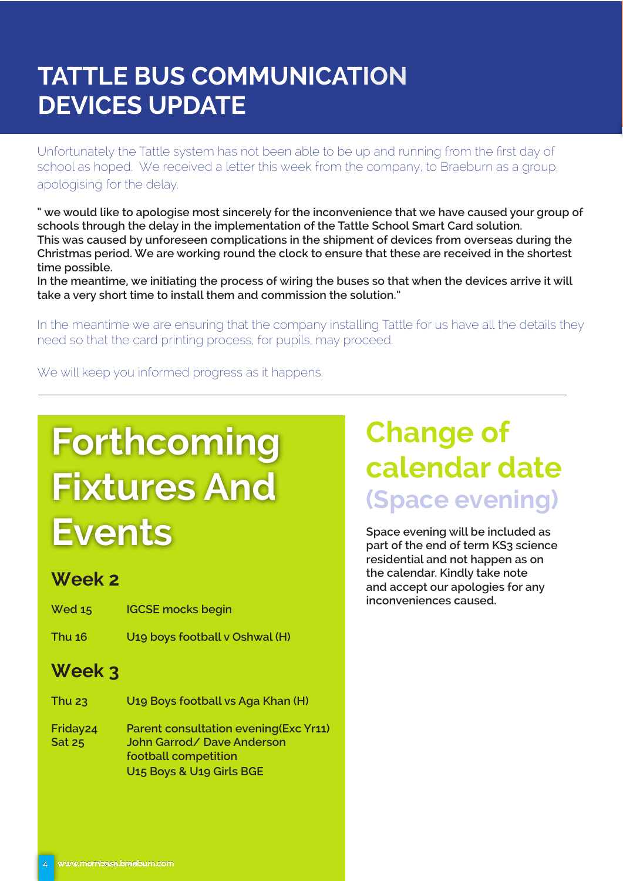# TATTLE BUS COMMUNICATION DEVICES UPDATE

Unfortunately the Tattle system has not been able to be up and running from the first day of school as hoped. We received a letter this week from the company, to Braeburn as a group, apologising for the delay.

**" we would like to apologise most sincerely for the inconvenience that we have caused your group of schools through the delay in the implementation of the Tattle School Smart Card solution.**
**This was caused by unforeseen complications in the shipment of devices from overseas during the Christmas period. We are working round the clock to ensure that these are received in the shortest time possible.**
**In the meantime, we initiating the process of wiring the buses so that when the devices arrive it will take a very short time to install them and commission the solution."**

In the meantime we are ensuring that the company installing Tattle for us have all the details they need so that the card printing process, for pupils, may proceed.

We will keep you informed progress as it happens.

---

# Forthcoming Fixtures And Events

## Week 2

| | |
|---|---|
| Wed 15 | IGCSE mocks begin |
| Thu 16 | U19 boys football v Oshwal (H) |

## Week 3

| | |
|---|---|
| Thu 23 | U19 Boys football vs Aga Khan (H) |
| Friday24 | Parent consultation evening(Exc Yr11) |
| Sat 25 | John Garrod/ Dave Anderson football competition U15 Boys & U19 Girls BGE |

# Change of calendar date (Space evening)

**Space evening will be included as part of the end of term KS3 science residential and not happen as on the calendar. Kindly take note and accept our apologies for any inconveniences caused.**

www.mombasa.braeburn.com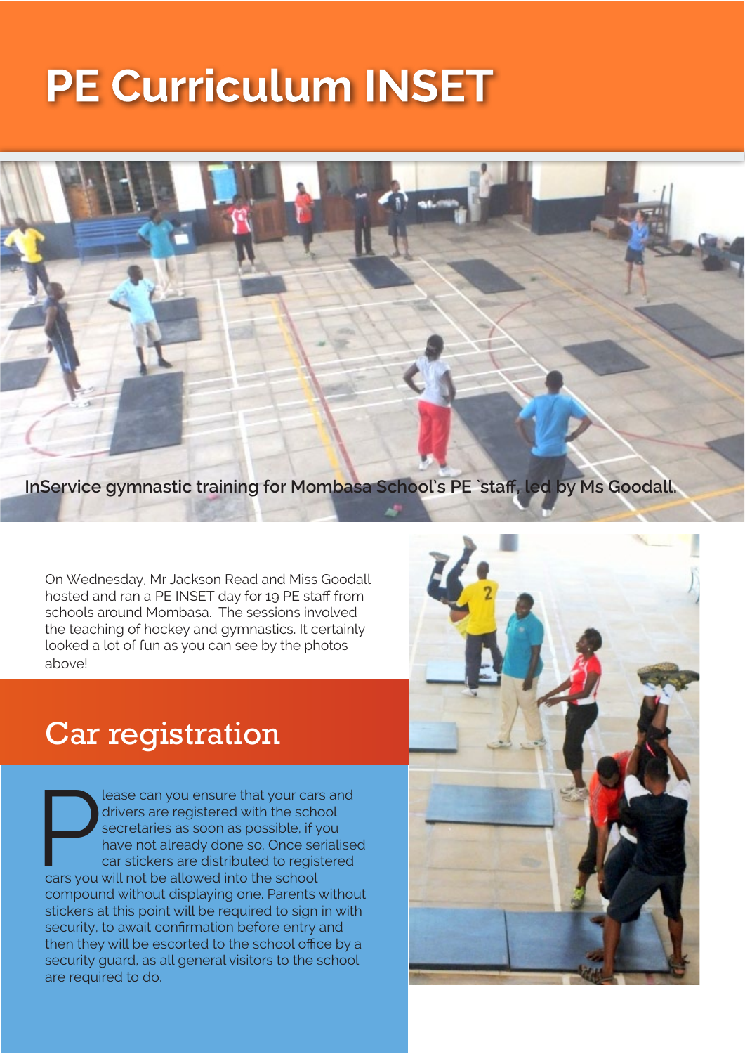# PE Curriculum INSET

InService gymnastic training for Mombasa School's PE `staff, led by Ms Goodall.

On Wednesday, Mr Jackson Read and Miss Goodall hosted and ran a PE INSET day for 19 PE staff from schools around Mombasa. The sessions involved the teaching of hockey and gymnastics. It certainly looked a lot of fun as you can see by the photos above!

## Car registration

Please can you ensure that your cars and drivers are registered with the school secretaries as soon as possible, if you have not already done so. Once serialised car stickers are distributed to registered cars you will not be allowed into the school compound without displaying one. Parents without stickers at this point will be required to sign in with security, to await confirmation before entry and then they will be escorted to the school office by a security guard, as all general visitors to the school are required to do.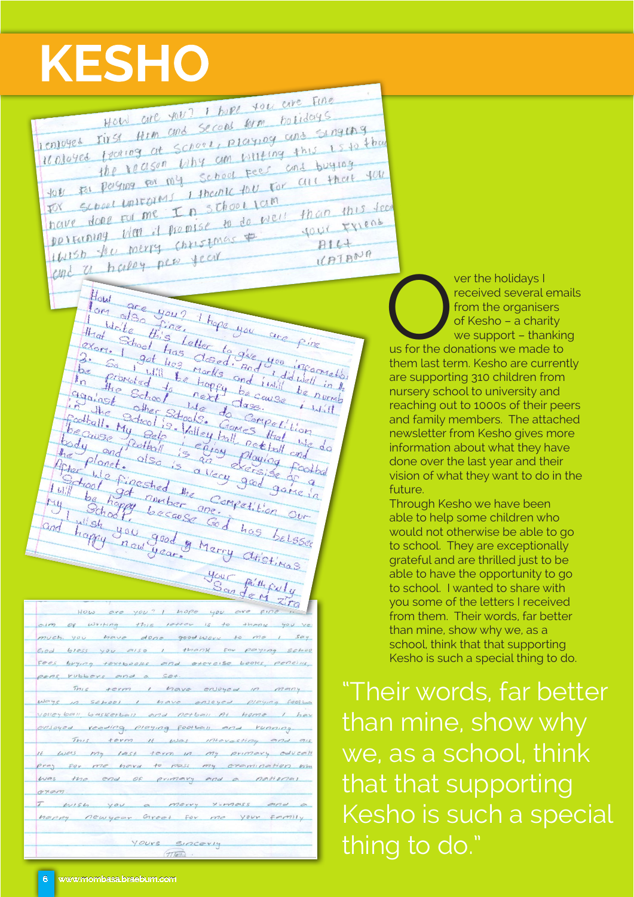# KESHO

How are you? I hope you are fine holidays
I enjoyed first term and second term
I enjoyed reading at school, playing and singing
the reason why am writing this is to thank
you for paying for my school fees and buying
for school uniforms. I thank you for all that you
have done for me. In school I am
performing well I promise to do well than this term
I wish you merry christmas
and a happy new year

your friends
BILL
KATANA

How are you? I hope you are fine.
I am also fine.
I write this letter to give you information
that school has closed. And I did well in the
exam. I got high marks and I will be number
3. So I will be happy and I will be
be promoted to next class because I will
In the school we do competition
against other schools. Games that we do
in the school is: Volley ball, netball and
football. My best is playing football
because football is an exercise of a
body and also is a very good game in
the planet.
After we finished the competition our
school got number one.
I will be happy because God has blessed
my school.
I wish you good & merry christmas
and happy new year.

your faithfully
Sandem Ziro

How are you? I hope you are fine
aim of writing this letter is to thank you very
much. you have done good work to me. I say
God bless you also I thank for paying school
fees buying textbooks and exercise books, pencils,
pens, rubbers and a set.
This term I have enjoyed in many
ways in school. I have enjoyed playing football
volley ball, basketball and netball. At home I have
enjoyed reading, playing football and running.
This term it was interesting and this
it was my last term in my primary education
pray for me have to pass my examination which
was the end of primary and a national
exam.
I wish you a merry x-mass and a
happy new year. Greet for me your family

Yours sincerely

Over the holidays I received several emails from the organisers of Kesho – a charity we support – thanking us for the donations we made to them last term. Kesho are currently are supporting 310 children from nursery school to university and reaching out to 1000s of their peers and family members. The attached newsletter from Kesho gives more information about what they have done over the last year and their vision of what they want to do in the future.

Through Kesho we have been able to help some children who would not otherwise be able to go to school. They are exceptionally grateful and are thrilled just to be able to have the opportunity to go to school. I wanted to share with you some of the letters I received from them. Their words, far better than mine, show why we, as a school, think that that supporting Kesho is such a special thing to do.

> "Their words, far better than mine, show why we, as a school, think that that supporting Kesho is such a special thing to do."

www.mombasa.braeburn.com